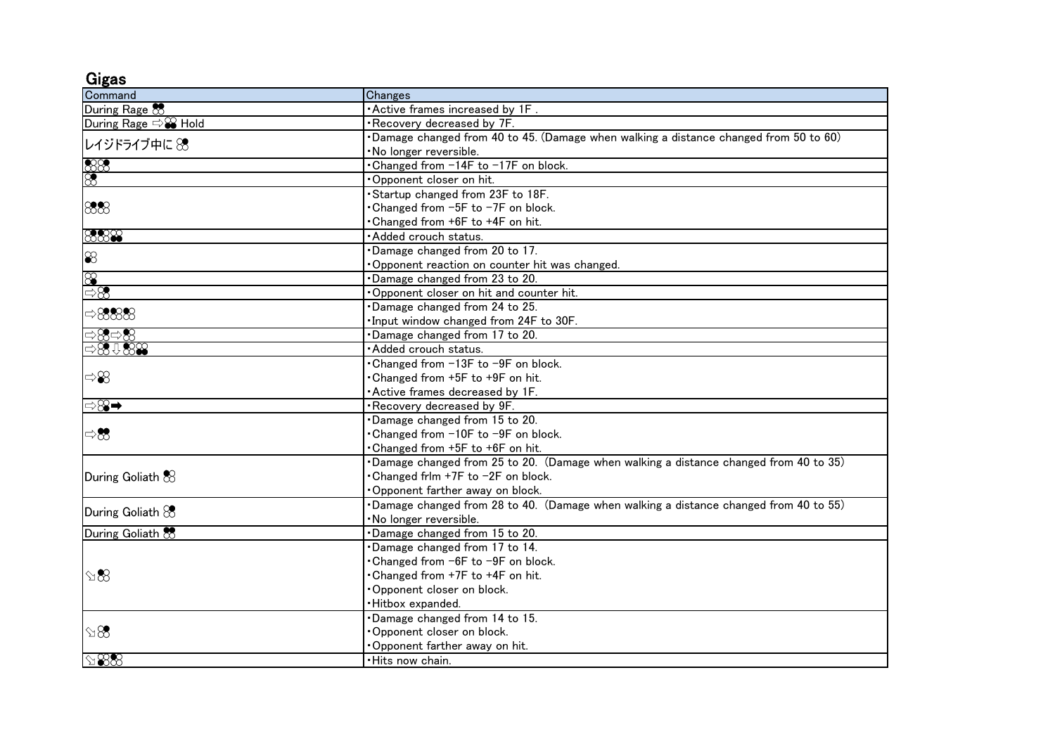## Gigas

| Command | Changes |
| --- | --- |
| During Rage 1+2 | ・Active frames increased by 1F . |
| During Rage ⇨3+4 Hold | ・Recovery decreased by 7F. |
| レイジドライブ中に 4 | ・Damage changed from 40 to 45. (Damage when walking a distance changed from 50 to 60)<br>・No longer reversible. |
| 1,2 | ・Changed from -14F to -17F on block. |
| 2 | ・Opponent closer on hit. |
| 1,1+2,2 | ・Startup changed from 23F to 18F.<br>・Changed from -5F to -7F on block.<br>・Changed from +6F to +4F on hit. |
| 1,1+2,2,3+4 | ・Added crouch status. |
| 3 | ・Damage changed from 20 to 17.<br>・Opponent reaction on counter hit was changed. |
| 4 | ・Damage changed from 23 to 20. |
| ⇨2 | ・Opponent closer on hit and counter hit. |
| ⇨1,2,1 | ・Damage changed from 24 to 25.<br>・Input window changed from 24F to 30F. |
| ⇨2⇨1 | ・Damage changed from 17 to 20. |
| ⇨2⇩1,3+4 | ・Added crouch status. |
| ⇨3 | ・Changed from -13F to -9F on block.<br>・Changed from +5F to +9F on hit.<br>・Active frames decreased by 1F. |
| ⇨1➡ | ・Recovery decreased by 9F. |
| ⇨1+2 | ・Damage changed from 15 to 20.<br>・Changed from -10F to -9F on block.<br>・Changed from +5F to +6F on hit. |
| During Goliath 1 | ・Damage changed from 25 to 20. (Damage when walking a distance changed from 40 to 35)<br>・Changed frlm +7F to -2F on block.<br>・Opponent farther away on block. |
| During Goliath 2 | ・Damage changed from 28 to 40. (Damage when walking a distance changed from 40 to 55)<br>・No longer reversible. |
| During Goliath 1+2 | ・Damage changed from 15 to 20. |
| ↘1 | ・Damage changed from 17 to 14.<br>・Changed from -6F to -9F on block.<br>・Changed from +7F to +4F on hit.<br>・Opponent closer on block.<br>・Hitbox expanded. |
| ↘2 | ・Damage changed from 14 to 15.<br>・Opponent closer on block.<br>・Opponent farther away on hit. |
| ↘3,2 | ・Hits now chain. |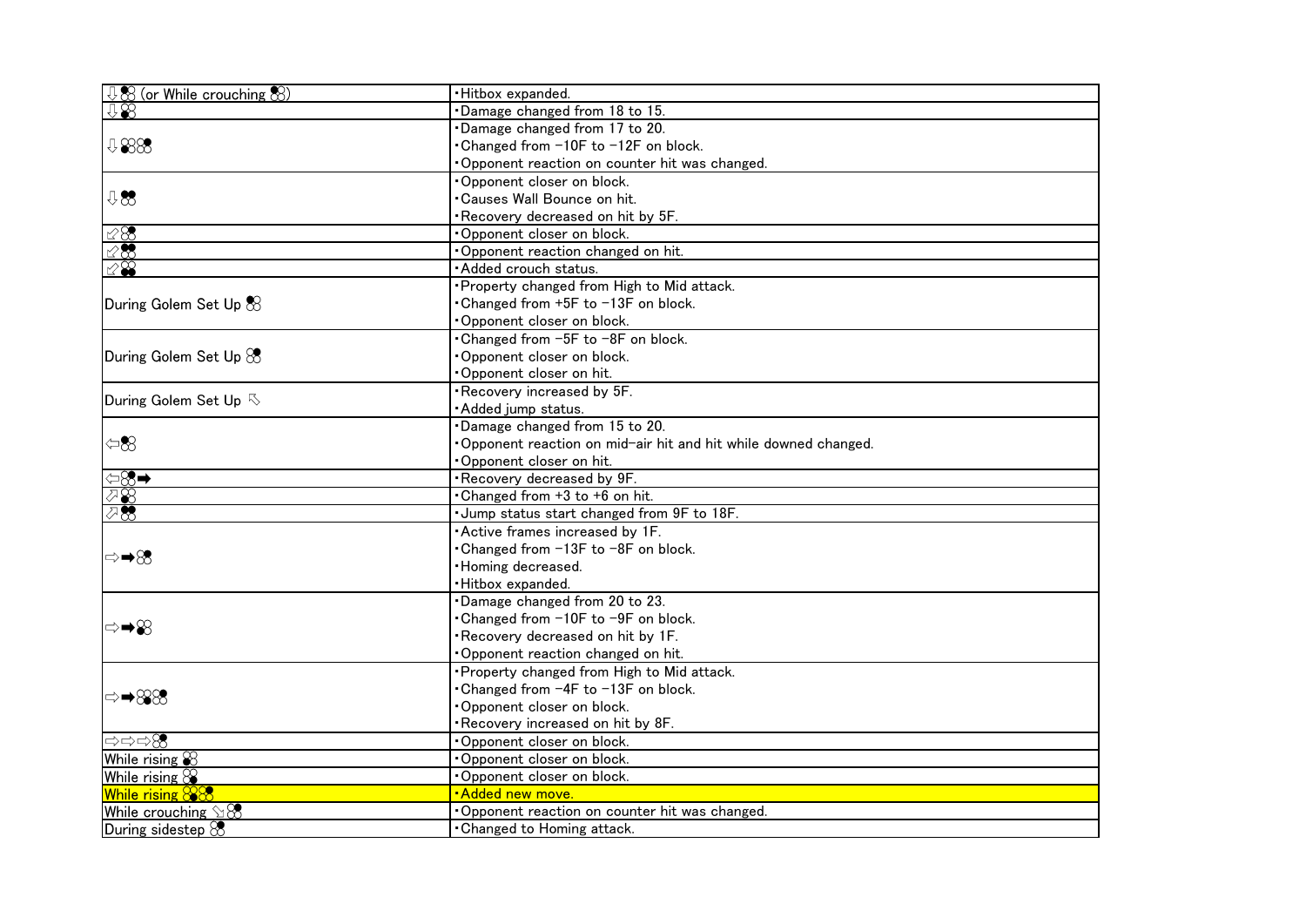| | |
|---|---|
| d+1 (or While crouching 1) | ・Hitbox expanded. |
| d+3 | ・Damage changed from 18 to 15. |
| d+1,2 | ・Damage changed from 17 to 20.<br>・Changed from −10F to −12F on block.<br>・Opponent reaction on counter hit was changed. |
| d+1+2 | ・Opponent closer on block.<br>・Causes Wall Bounce on hit.<br>・Recovery decreased on hit by 5F. |
| db+2 | ・Opponent closer on block. |
| db+1+2 | ・Opponent reaction changed on hit. |
| db+3+4 | ・Added crouch status. |
| During Golem Set Up 1 | ・Property changed from High to Mid attack.<br>・Changed from +5F to −13F on block.<br>・Opponent closer on block. |
| During Golem Set Up 2 | ・Changed from −5F to −8F on block.<br>・Opponent closer on block.<br>・Opponent closer on hit. |
| During Golem Set Up ⇘ | ・Recovery increased by 5F.<br>・Added jump status. |
| b+2 | ・Damage changed from 15 to 20.<br>・Opponent reaction on mid-air hit and hit while downed changed.<br>・Opponent closer on hit. |
| b+2,F | ・Recovery decreased by 9F. |
| uf+3 | ・Changed from +3 to +6 on hit. |
| uf+1+2 | ・Jump status start changed from 9F to 18F. |
| f,F+2 | ・Active frames increased by 1F.<br>・Changed from −13F to −8F on block.<br>・Homing decreased.<br>・Hitbox expanded. |
| f,F+3 | ・Damage changed from 20 to 23.<br>・Changed from −10F to −9F on block.<br>・Recovery decreased on hit by 1F.<br>・Opponent reaction changed on hit. |
| f,F+1,2 | ・Property changed from High to Mid attack.<br>・Changed from −4F to −13F on block.<br>・Opponent closer on block.<br>・Recovery increased on hit by 8F. |
| f,f,f+2 | ・Opponent closer on block. |
| While rising 3 | ・Opponent closer on block. |
| While rising 1 | ・Opponent closer on block. |
| While rising 1,2 | ・Added new move. |
| While crouching ⇘3 | ・Opponent reaction on counter hit was changed. |
| During sidestep 2 | ・Changed to Homing attack. |